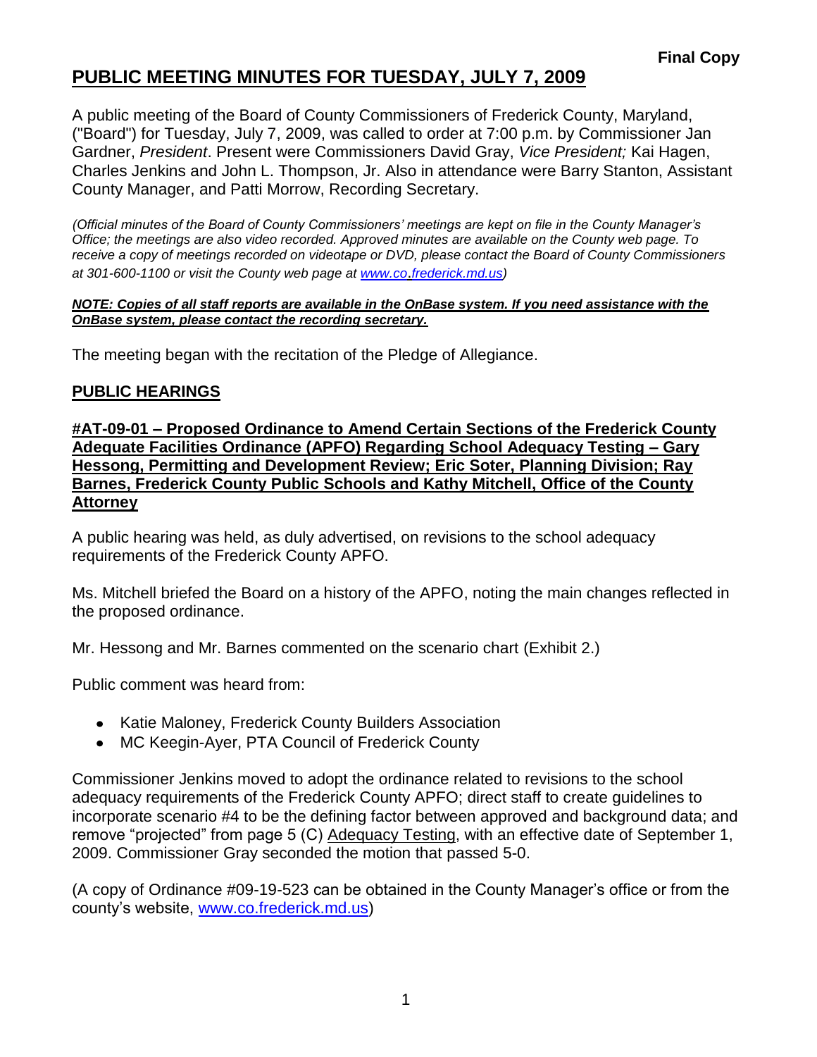**Final Copy**

# PUBLIC MEETING MINUTES FOR TUESDAY, JULY 7, 2009

A public meeting of the Board of County Commissioners of Frederick County, Maryland, ("Board") for Tuesday, July 7, 2009, was called to order at 7:00 p.m. by Commissioner Jan Gardner, *President*. Present were Commissioners David Gray, *Vice President;* Kai Hagen, Charles Jenkins and John L. Thompson, Jr. Also in attendance were Barry Stanton, Assistant County Manager, and Patti Morrow, Recording Secretary.

*(Official minutes of the Board of County Commissioners' meetings are kept on file in the County Manager's Office; the meetings are also video recorded. Approved minutes are available on the County web page. To receive a copy of meetings recorded on videotape or DVD, please contact the Board of County Commissioners at 301-600-1100 or visit the County web page at www.co.frederick.md.us)*

***NOTE: Copies of all staff reports are available in the OnBase system. If you need assistance with the OnBase system, please contact the recording secretary.***

The meeting began with the recitation of the Pledge of Allegiance.

## PUBLIC HEARINGS

### #AT-09-01 – Proposed Ordinance to Amend Certain Sections of the Frederick County Adequate Facilities Ordinance (APFO) Regarding School Adequacy Testing – Gary Hessong, Permitting and Development Review; Eric Soter, Planning Division; Ray Barnes, Frederick County Public Schools and Kathy Mitchell, Office of the County Attorney

A public hearing was held, as duly advertised, on revisions to the school adequacy requirements of the Frederick County APFO.

Ms. Mitchell briefed the Board on a history of the APFO, noting the main changes reflected in the proposed ordinance.

Mr. Hessong and Mr. Barnes commented on the scenario chart (Exhibit 2.)

Public comment was heard from:

- Katie Maloney, Frederick County Builders Association
- MC Keegin-Ayer, PTA Council of Frederick County

Commissioner Jenkins moved to adopt the ordinance related to revisions to the school adequacy requirements of the Frederick County APFO; direct staff to create guidelines to incorporate scenario #4 to be the defining factor between approved and background data; and remove "projected" from page 5 (C) Adequacy Testing, with an effective date of September 1, 2009. Commissioner Gray seconded the motion that passed 5-0.

(A copy of Ordinance #09-19-523 can be obtained in the County Manager's office or from the county's website, www.co.frederick.md.us)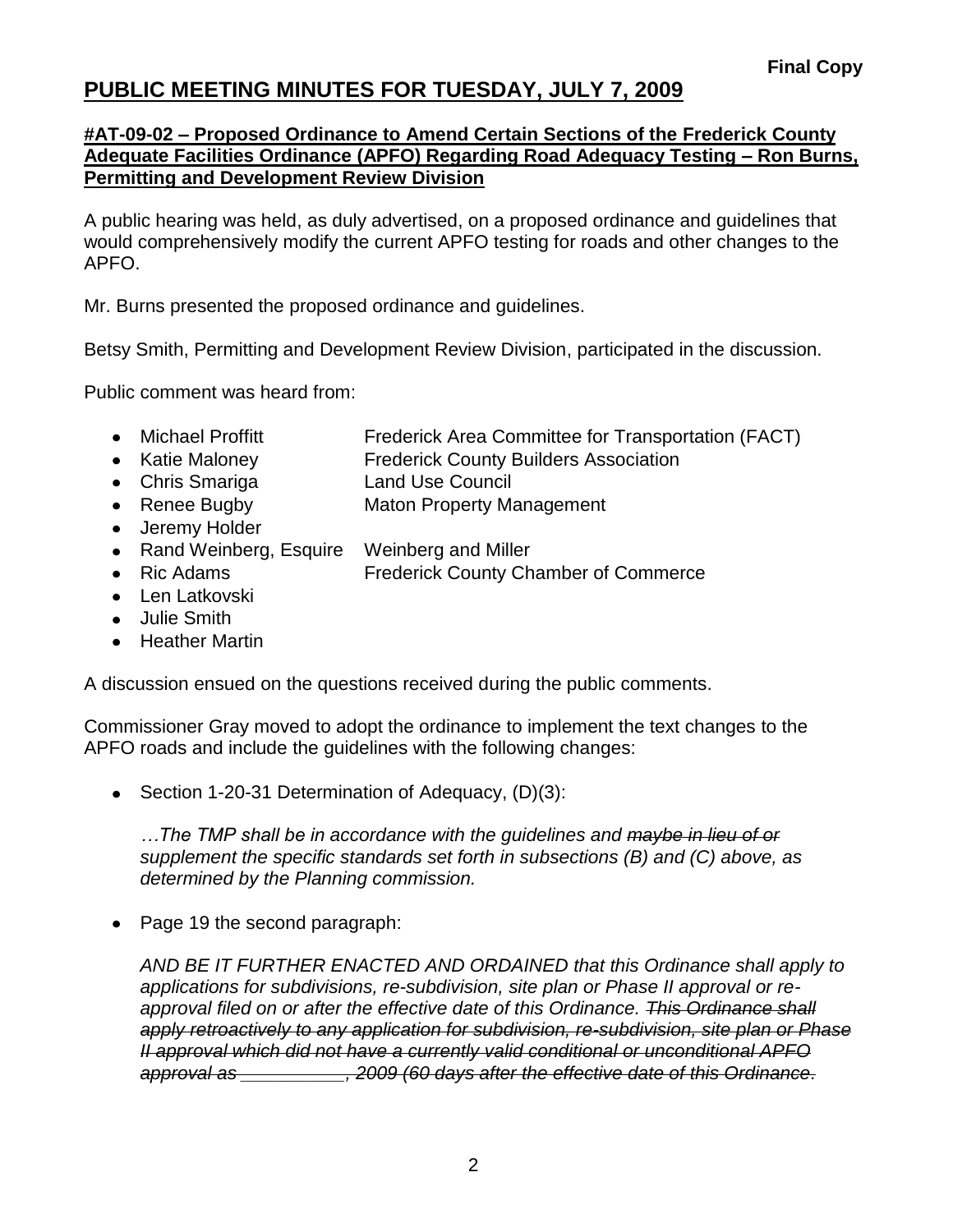**Final Copy**

# PUBLIC MEETING MINUTES FOR TUESDAY, JULY 7, 2009

## #AT-09-02 – Proposed Ordinance to Amend Certain Sections of the Frederick County Adequate Facilities Ordinance (APFO) Regarding Road Adequacy Testing – Ron Burns, Permitting and Development Review Division

A public hearing was held, as duly advertised, on a proposed ordinance and guidelines that would comprehensively modify the current APFO testing for roads and other changes to the APFO.

Mr. Burns presented the proposed ordinance and guidelines.

Betsy Smith, Permitting and Development Review Division, participated in the discussion.

Public comment was heard from:

- Michael Proffitt — Frederick Area Committee for Transportation (FACT)
- Katie Maloney — Frederick County Builders Association
- Chris Smariga — Land Use Council
- Renee Bugby — Maton Property Management
- Jeremy Holder
- Rand Weinberg, Esquire — Weinberg and Miller
- Ric Adams — Frederick County Chamber of Commerce
- Len Latkovski
- Julie Smith
- Heather Martin

A discussion ensued on the questions received during the public comments.

Commissioner Gray moved to adopt the ordinance to implement the text changes to the APFO roads and include the guidelines with the following changes:

- Section 1-20-31 Determination of Adequacy, (D)(3):

  *…The TMP shall be in accordance with the guidelines and ~~maybe in lieu of or~~ supplement the specific standards set forth in subsections (B) and (C) above, as determined by the Planning commission.*

- Page 19 the second paragraph:

  *AND BE IT FURTHER ENACTED AND ORDAINED that this Ordinance shall apply to applications for subdivisions, re-subdivision, site plan or Phase II approval or re-approval filed on or after the effective date of this Ordinance. ~~This Ordinance shall apply retroactively to any application for subdivision, re-subdivision, site plan or Phase II approval which did not have a currently valid conditional or unconditional APFO approval as __________, 2009 (60 days after the effective date of this Ordinance.~~*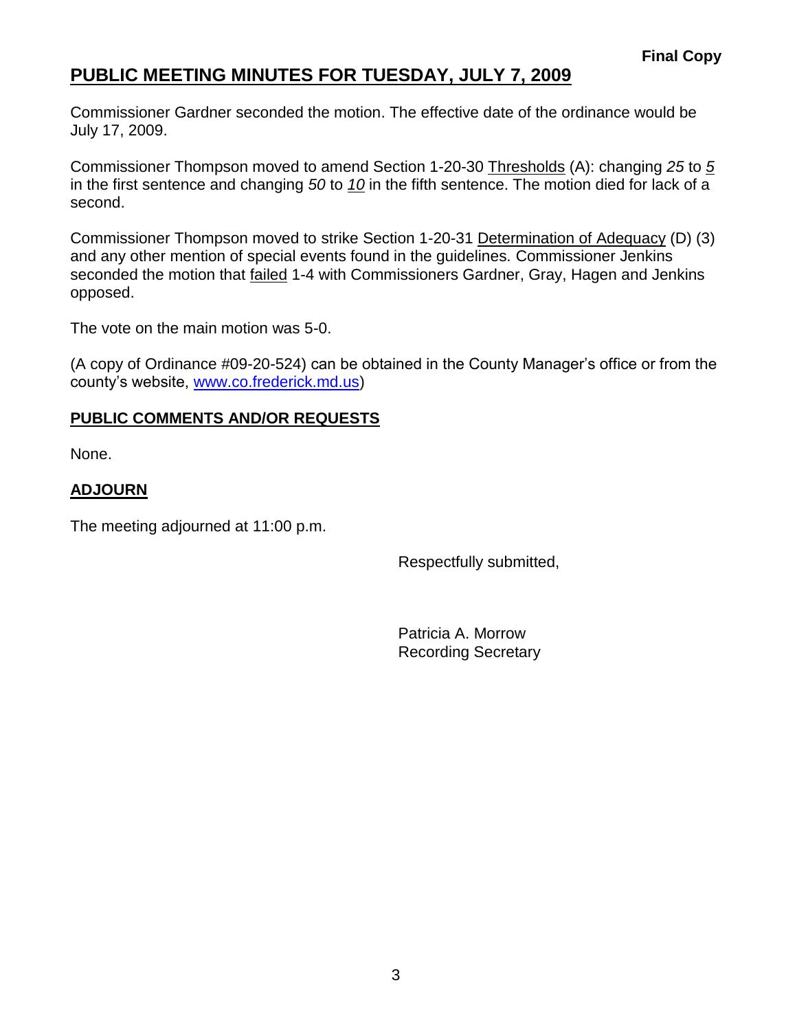**Final Copy**

# PUBLIC MEETING MINUTES FOR TUESDAY, JULY 7, 2009

Commissioner Gardner seconded the motion. The effective date of the ordinance would be July 17, 2009.

Commissioner Thompson moved to amend Section 1-20-30 Thresholds (A): changing *25* to *5* in the first sentence and changing *50* to *10* in the fifth sentence. The motion died for lack of a second.

Commissioner Thompson moved to strike Section 1-20-31 Determination of Adequacy (D) (3) and any other mention of special events found in the guidelines. Commissioner Jenkins seconded the motion that failed 1-4 with Commissioners Gardner, Gray, Hagen and Jenkins opposed.

The vote on the main motion was 5-0.

(A copy of Ordinance #09-20-524) can be obtained in the County Manager's office or from the county's website, www.co.frederick.md.us)

## PUBLIC COMMENTS AND/OR REQUESTS

None.

## ADJOURN

The meeting adjourned at 11:00 p.m.

Respectfully submitted,

Patricia A. Morrow
Recording Secretary